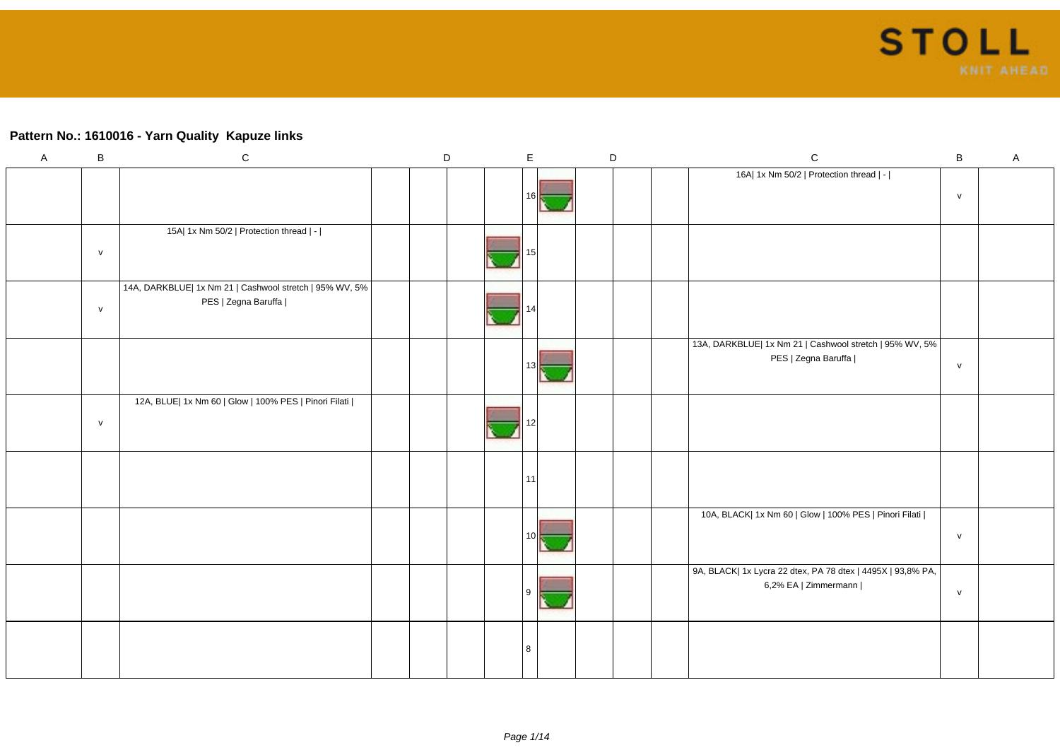## Pattern No.: 1610016 - Yarn Quality Kapuze links

| A | B | C | D | | E | | D | | C | B | A |
|---|---|---|---|---|---|---|---|---|---|---|---|
| | | | | | 16 | | | | 16A\| 1x Nm 50/2 \| Protection thread \| - \| | v | |
| | v | 15A\| 1x Nm 50/2 \| Protection thread \| - \| | | | 15 | | | | | | |
| | v | 14A, DARKBLUE\| 1x Nm 21 \| Cashwool stretch \| 95% WV, 5% PES \| Zegna Baruffa \| | | | 14 | | | | | | |
| | | | | | 13 | | | | 13A, DARKBLUE\| 1x Nm 21 \| Cashwool stretch \| 95% WV, 5% PES \| Zegna Baruffa \| | v | |
| | v | 12A, BLUE\| 1x Nm 60 \| Glow \| 100% PES \| Pinori Filati \| | | | 12 | | | | | | |
| | | | | | 11 | | | | | | |
| | | | | | 10 | | | | 10A, BLACK\| 1x Nm 60 \| Glow \| 100% PES \| Pinori Filati \| | v | |
| | | | | | 9 | | | | 9A, BLACK\| 1x Lycra 22 dtex, PA 78 dtex \| 4495X \| 93,8% PA, 6,2% EA \| Zimmermann \| | v | |
| | | | | | 8 | | | | | | |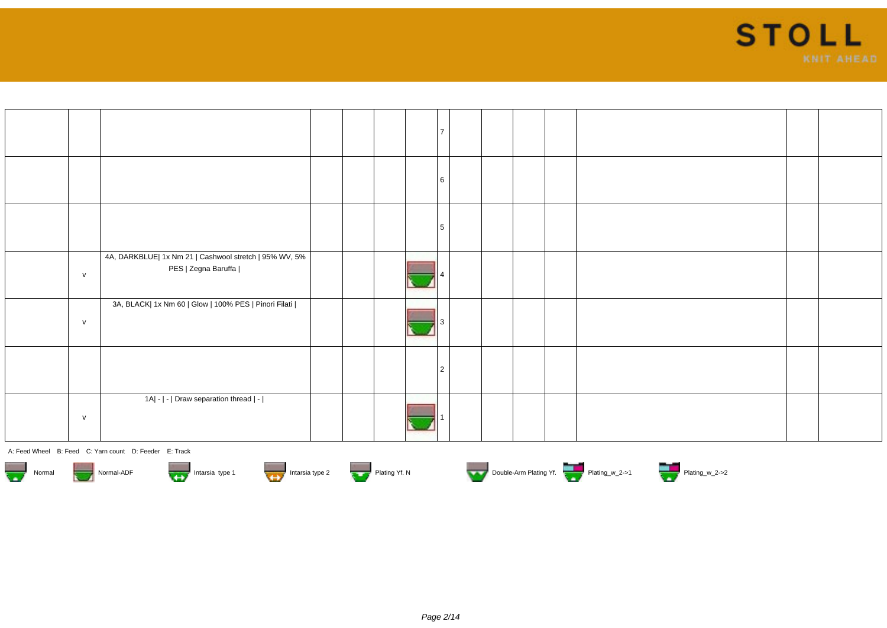| | | | | | | | | | | | | | |
|---|---|---|---|---|---|---|---|---|---|---|---|---|---|
| | | | | | | 7 | | | | | | | |
| | | | | | | 6 | | | | | | | |
| | | | | | | 5 | | | | | | | |
| | v | 4A, DARKBLUE\| 1x Nm 21 \| Cashwool stretch \| 95% WV, 5% PES \| Zegna Baruffa \| | | | | 4 | | | | | | | |
| | v | 3A, BLACK\| 1x Nm 60 \| Glow \| 100% PES \| Pinori Filati \| | | | | 3 | | | | | | | |
| | | | | | | 2 | | | | | | | |
| | v | 1A\| - \| - \| Draw separation thread \| - \| | | | | 1 | | | | | | | |

A: Feed Wheel B: Feed C: Yarn count D: Feeder E: Track

Normal Normal-ADF Intarsia type 1 Intarsia type 2 Plating Yf. N Double-Arm Plating Yf. Plating_w_2->1 Plating_w_2->2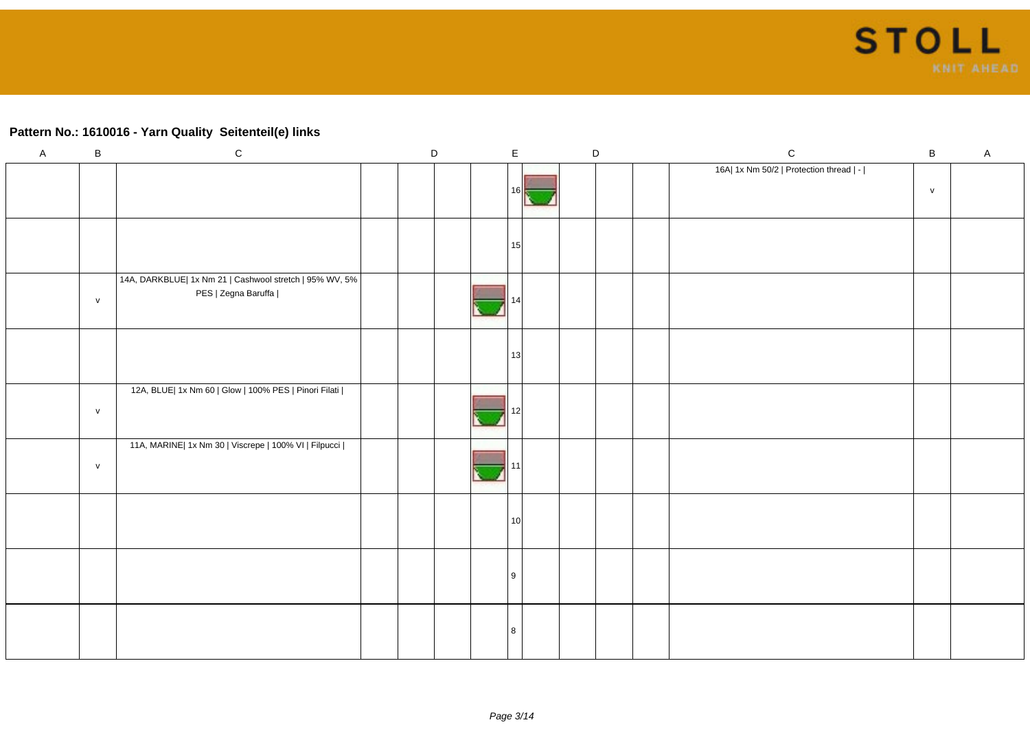## Pattern No.: 1610016 - Yarn Quality  Seitenteil(e) links

| A | B | C | D | | | E | | D | | | C | B | A |
|---|---|---|---|---|---|---|---|---|---|---|---|---|---|
| | | | | | | 16 | | | | | 16A\| 1x Nm 50/2 \| Protection thread \| - \| | v | |
| | | | | | | 15 | | | | | | | |
| | v | 14A, DARKBLUE\| 1x Nm 21 \| Cashwool stretch \| 95% WV, 5% PES \| Zegna Baruffa \| | | | | 14 | | | | | | | |
| | | | | | | 13 | | | | | | | |
| | v | 12A, BLUE\| 1x Nm 60 \| Glow \| 100% PES \| Pinori Filati \| | | | | 12 | | | | | | | |
| | v | 11A, MARINE\| 1x Nm 30 \| Viscrepe \| 100% VI \| Filpucci \| | | | | 11 | | | | | | | |
| | | | | | | 10 | | | | | | | |
| | | | | | | 9 | | | | | | | |
| | | | | | | 8 | | | | | | | |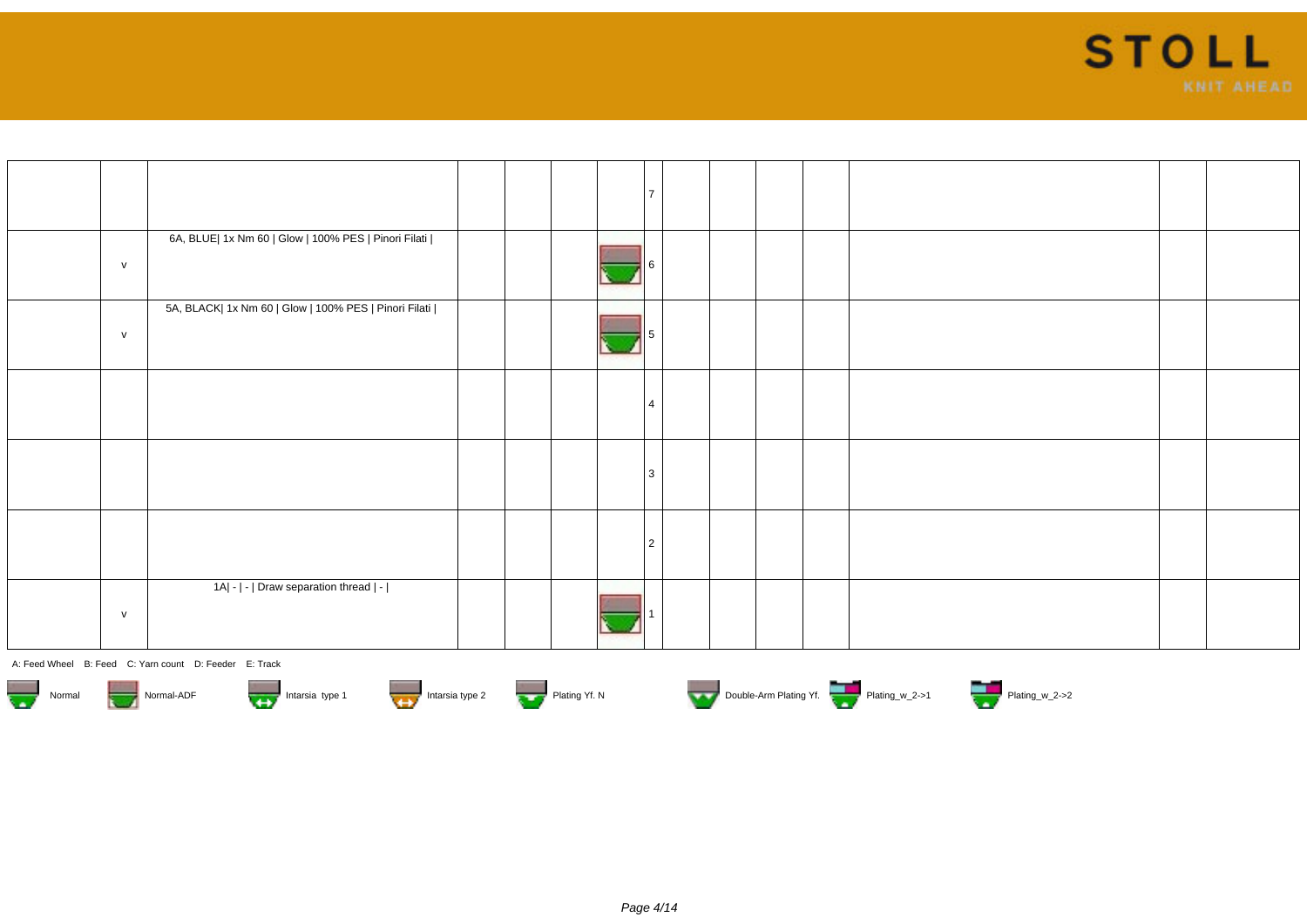| | | | | | | | | | | | | | |
|---|---|---|---|---|---|---|---|---|---|---|---|---|---|
| | | | | | | 7 | | | | | | | |
| | v | 6A, BLUE\| 1x Nm 60 \| Glow \| 100% PES \| Pinori Filati \| | | | | 6 | | | | | | | |
| | v | 5A, BLACK\| 1x Nm 60 \| Glow \| 100% PES \| Pinori Filati \| | | | | 5 | | | | | | | |
| | | | | | | 4 | | | | | | | |
| | | | | | | 3 | | | | | | | |
| | | | | | | 2 | | | | | | | |
| | v | 1A\| - \| - \| Draw separation thread \| - \| | | | | 1 | | | | | | | |

A: Feed Wheel B: Feed C: Yarn count D: Feeder E: Track

Normal Normal-ADF Intarsia type 1 Intarsia type 2 Plating Yf. N Double-Arm Plating Yf. Plating_w_2->1 Plating_w_2->2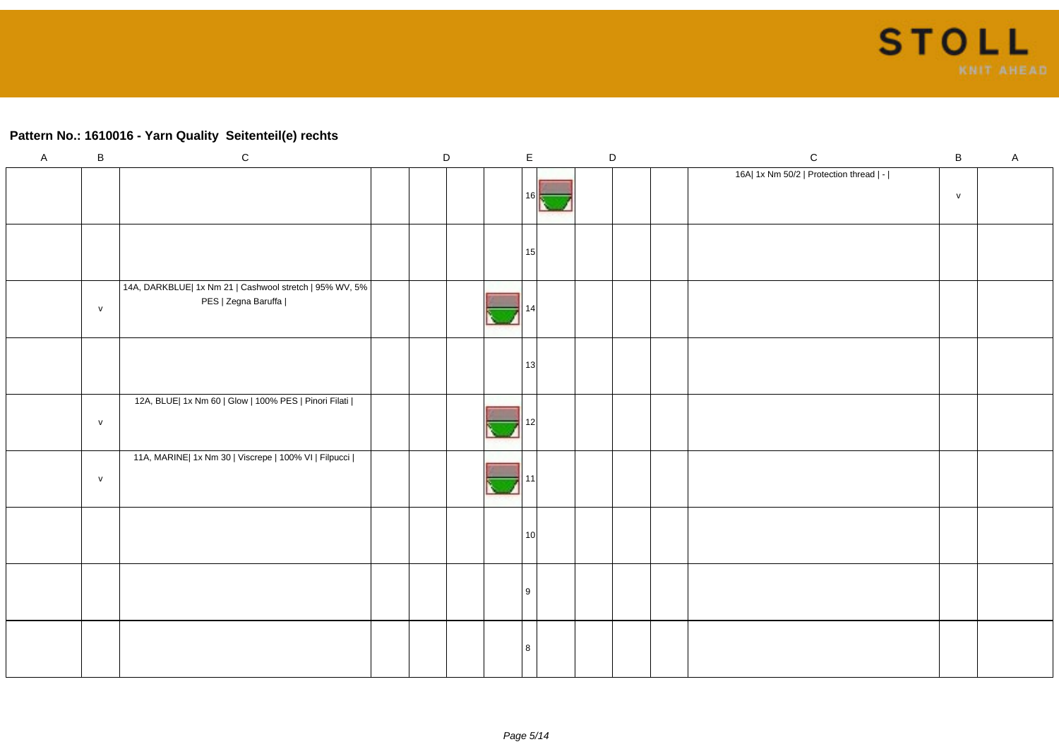## Pattern No.: 1610016 - Yarn Quality  Seitenteil(e) rechts

| A | B | C | D | | | E | | D | | | C | B | A |
|---|---|---|---|---|---|---|---|---|---|---|---|---|---|
| | | | | | | | 16 | | | | 16A\| 1x Nm 50/2 \| Protection thread \| - \| | v | |
| | | | | | | | 15 | | | | | | |
| | v | 14A, DARKBLUE\| 1x Nm 21 \| Cashwool stretch \| 95% WV, 5% PES \| Zegna Baruffa \| | | | | | 14 | | | | | | |
| | | | | | | | 13 | | | | | | |
| | v | 12A, BLUE\| 1x Nm 60 \| Glow \| 100% PES \| Pinori Filati \| | | | | | 12 | | | | | | |
| | v | 11A, MARINE\| 1x Nm 30 \| Viscrepe \| 100% VI \| Filpucci \| | | | | | 11 | | | | | | |
| | | | | | | | 10 | | | | | | |
| | | | | | | | 9 | | | | | | |
| | | | | | | | 8 | | | | | | |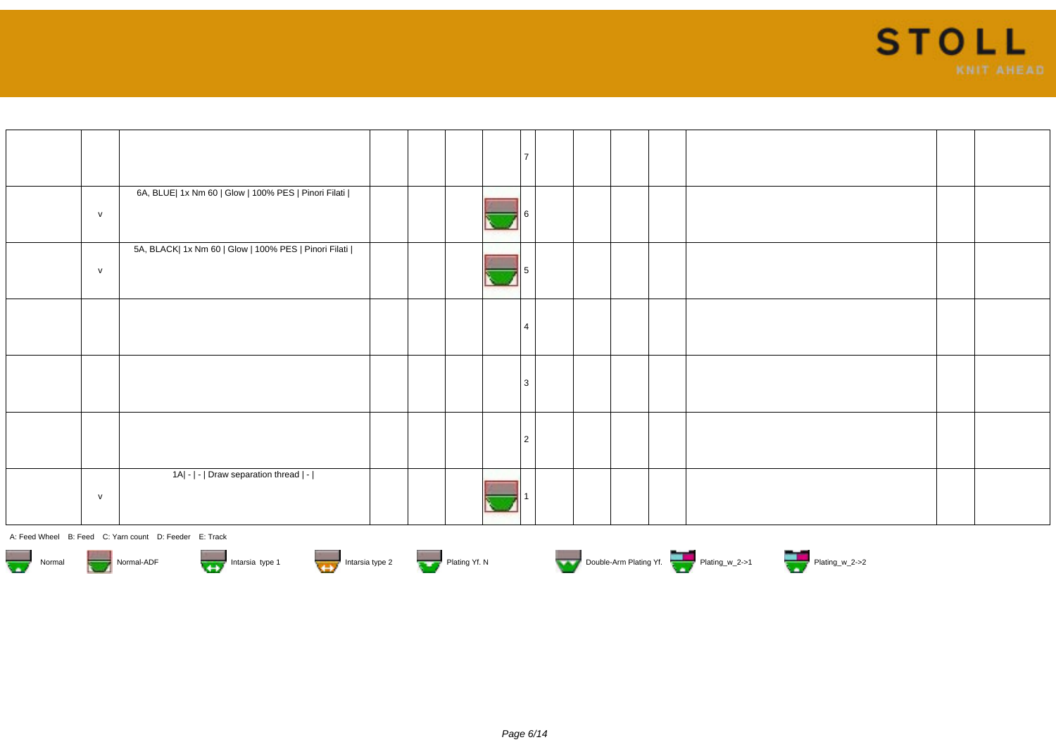| | | | | | | | | | | | | | |
|---|---|---|---|---|---|---|---|---|---|---|---|---|---|
| | | | | | | | 7 | | | | | | |
| | v | 6A, BLUE\| 1x Nm 60 \| Glow \| 100% PES \| Pinori Filati \| | | | | | 6 | | | | | | |
| | v | 5A, BLACK\| 1x Nm 60 \| Glow \| 100% PES \| Pinori Filati \| | | | | | 5 | | | | | | |
| | | | | | | | 4 | | | | | | |
| | | | | | | | 3 | | | | | | |
| | | | | | | | 2 | | | | | | |
| | v | 1A\| - \| - \| Draw separation thread \| - \| | | | | | 1 | | | | | | |

A: Feed Wheel B: Feed C: Yarn count D: Feeder E: Track

Normal | Normal-ADF | Intarsia type 1 | Intarsia type 2 | Plating Yf. N | Double-Arm Plating Yf. | Plating_w_2->1 | Plating_w_2->2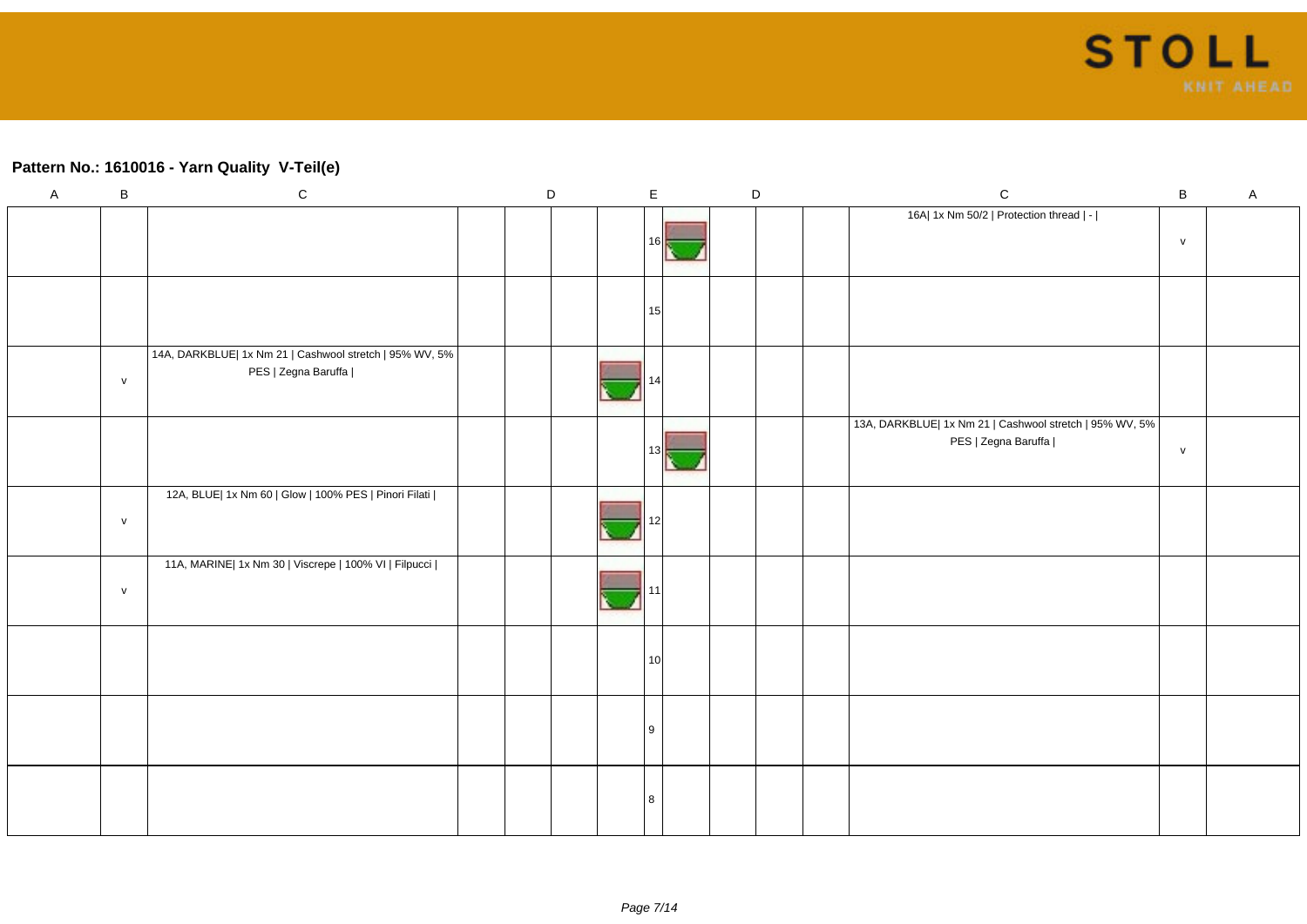## Pattern No.: 1610016 - Yarn Quality V-Teil(e)

| A | B | C | | D | | | E | | D | | | C | B | A |
|---|---|---|---|---|---|---|---|---|---|---|---|---|---|---|
| | | | | | | | 16 | | | | | 16A\| 1x Nm 50/2 \| Protection thread \| - \| | v | |
| | | | | | | | 15 | | | | | | | |
| | v | 14A, DARKBLUE\| 1x Nm 21 \| Cashwool stretch \| 95% WV, 5% PES \| Zegna Baruffa \| | | | | | 14 | | | | | | | |
| | | | | | | | 13 | | | | | 13A, DARKBLUE\| 1x Nm 21 \| Cashwool stretch \| 95% WV, 5% PES \| Zegna Baruffa \| | v | |
| | v | 12A, BLUE\| 1x Nm 60 \| Glow \| 100% PES \| Pinori Filati \| | | | | | 12 | | | | | | | |
| | v | 11A, MARINE\| 1x Nm 30 \| Viscrepe \| 100% VI \| Filpucci \| | | | | | 11 | | | | | | | |
| | | | | | | | 10 | | | | | | | |
| | | | | | | | 9 | | | | | | | |
| | | | | | | | 8 | | | | | | | |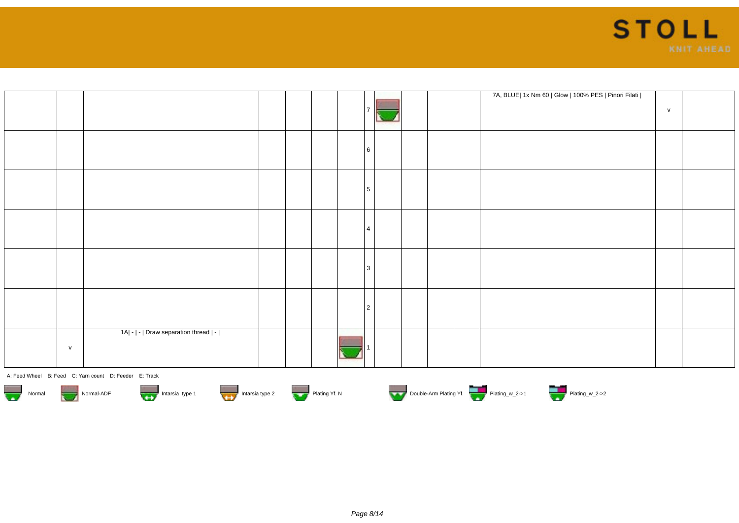| | | | | | | | | | | | | | | |
|---|---|---|---|---|---|---|---|---|---|---|---|---|---|---|
| | | | | | | | 7 | | | | | 7A, BLUE\| 1x Nm 60 \| Glow \| 100% PES \| Pinori Filati \| | v | |
| | | | | | | | 6 | | | | | | | |
| | | | | | | | 5 | | | | | | | |
| | | | | | | | 4 | | | | | | | |
| | | | | | | | 3 | | | | | | | |
| | | | | | | | 2 | | | | | | | |
| | v | 1A\| - \| - \| Draw separation thread \| - \| | | | | | 1 | | | | | | | |

A: Feed Wheel B: Feed C: Yarn count D: Feeder E: Track

Normal | Normal-ADF | Intarsia type 1 | Intarsia type 2 | Plating Yf. N | Double-Arm Plating Yf. | Plating_w_2->1 | Plating_w_2->2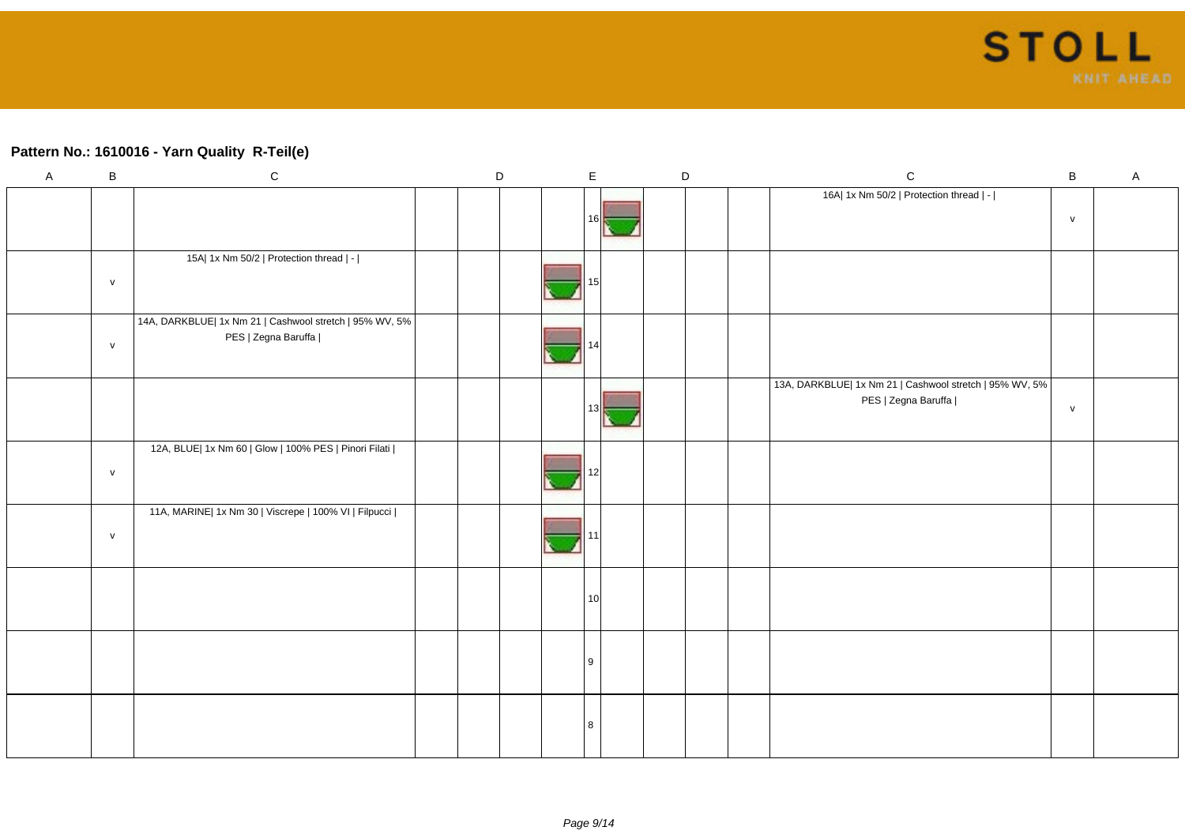## Pattern No.: 1610016 - Yarn Quality R-Teil(e)

| A | B | C | D | | | E | | D | | | C | B | A |
|---|---|---|---|---|---|---|---|---|---|---|---|---|---|
| | | | | | | 16 | | | | | 16A\| 1x Nm 50/2 \| Protection thread \| - \| | v | |
| | v | 15A\| 1x Nm 50/2 \| Protection thread \| - \| | | | | 15 | | | | | | | |
| | v | 14A, DARKBLUE\| 1x Nm 21 \| Cashwool stretch \| 95% WV, 5% PES \| Zegna Baruffa \| | | | | 14 | | | | | | | |
| | | | | | | 13 | | | | | 13A, DARKBLUE\| 1x Nm 21 \| Cashwool stretch \| 95% WV, 5% PES \| Zegna Baruffa \| | v | |
| | v | 12A, BLUE\| 1x Nm 60 \| Glow \| 100% PES \| Pinori Filati \| | | | | 12 | | | | | | | |
| | v | 11A, MARINE\| 1x Nm 30 \| Viscrepe \| 100% VI \| Filpucci \| | | | | 11 | | | | | | | |
| | | | | | | 10 | | | | | | | |
| | | | | | | 9 | | | | | | | |
| | | | | | | 8 | | | | | | | |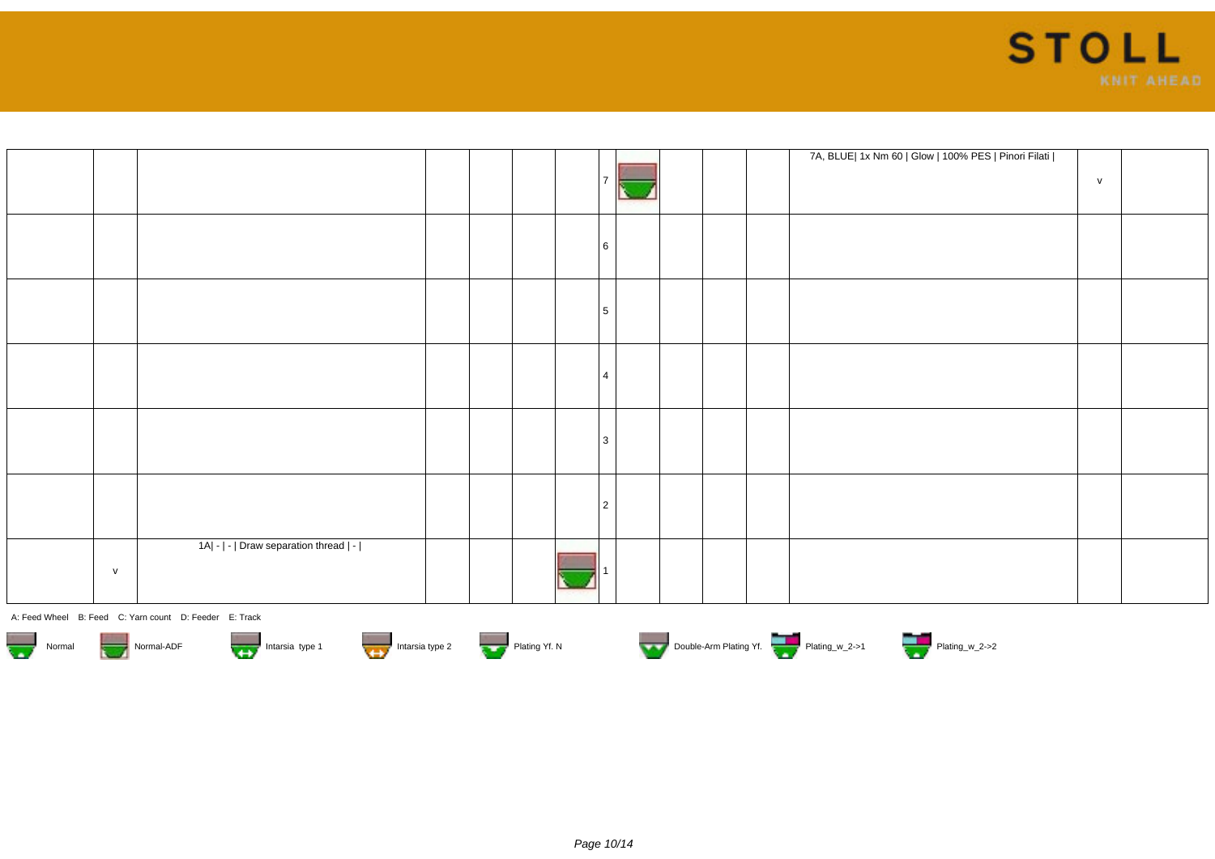| | | | | | | | | | | | | | |
|---|---|---|---|---|---|---|---|---|---|---|---|---|---|
| | | | | | | | 7 | | | | 7A, BLUE\| 1x Nm 60 \| Glow \| 100% PES \| Pinori Filati \| | v | |
| | | | | | | | 6 | | | | | | |
| | | | | | | | 5 | | | | | | |
| | | | | | | | 4 | | | | | | |
| | | | | | | | 3 | | | | | | |
| | | | | | | | 2 | | | | | | |
| | v | 1A\| - \| - \| Draw separation thread \| - \| | | | | | 1 | | | | | | |

A: Feed Wheel B: Feed C: Yarn count D: Feeder E: Track

Normal Normal-ADF Intarsia type 1 Intarsia type 2 Plating Yf. N Double-Arm Plating Yf. Plating_w_2->1 Plating_w_2->2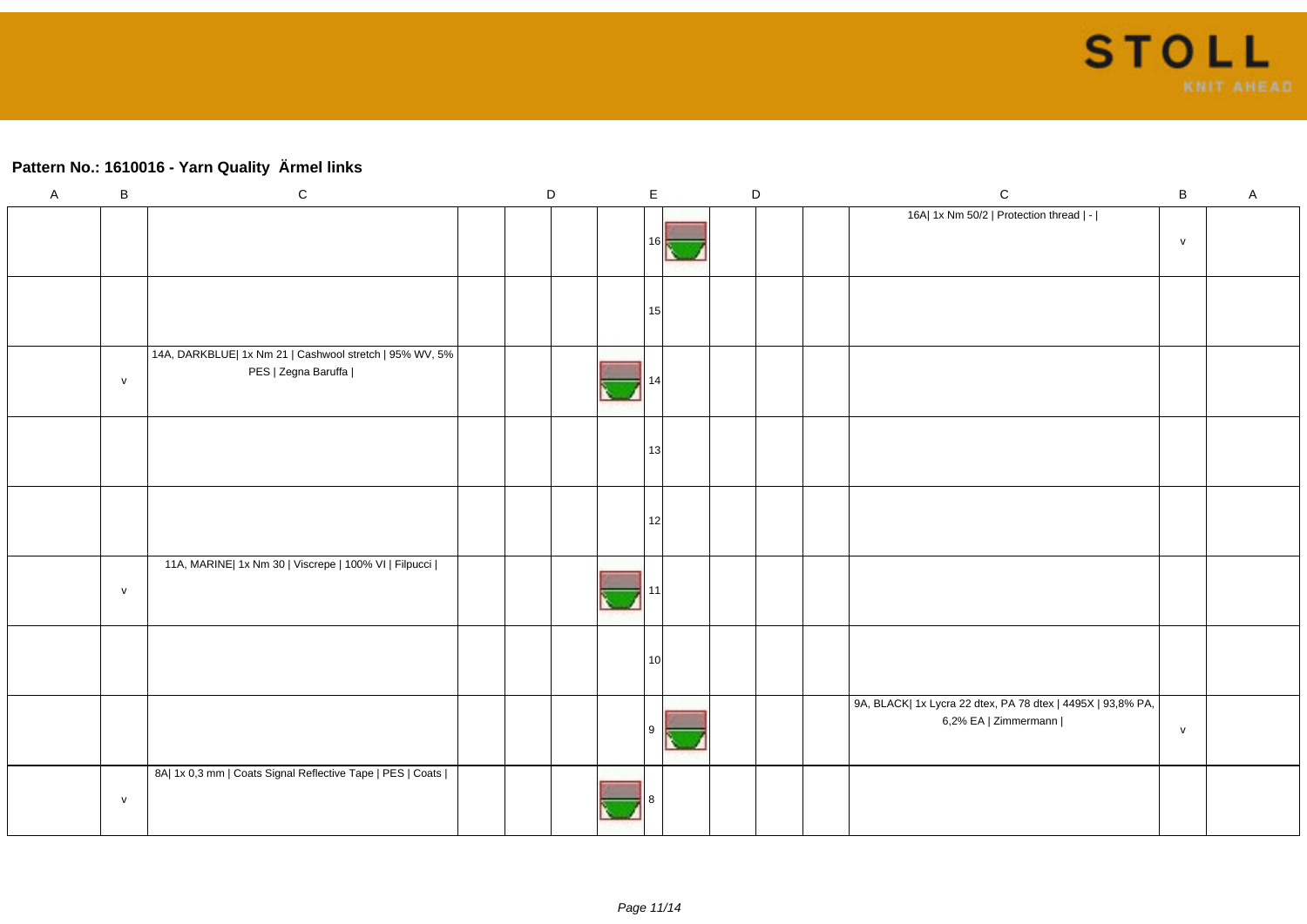## Pattern No.: 1610016 - Yarn Quality  Ärmel links

| A | B | C | D | | | E | | D | | | C | B | A |
|---|---|---|---|---|---|---|---|---|---|---|---|---|---|
| | | | | | | 16 | | | | | 16A\| 1x Nm 50/2 \| Protection thread \| - \| | v | |
| | | | | | | 15 | | | | | | | |
| | v | 14A, DARKBLUE\| 1x Nm 21 \| Cashwool stretch \| 95% WV, 5% PES \| Zegna Baruffa \| | | | | 14 | | | | | | | |
| | | | | | | 13 | | | | | | | |
| | | | | | | 12 | | | | | | | |
| | v | 11A, MARINE\| 1x Nm 30 \| Viscrepe \| 100% VI \| Filpucci \| | | | | 11 | | | | | | | |
| | | | | | | 10 | | | | | | | |
| | | | | | | 9 | | | | | 9A, BLACK\| 1x Lycra 22 dtex, PA 78 dtex \| 4495X \| 93,8% PA, 6,2% EA \| Zimmermann \| | v | |
| | v | 8A\| 1x 0,3 mm \| Coats Signal Reflective Tape \| PES \| Coats \| | | | | 8 | | | | | | | |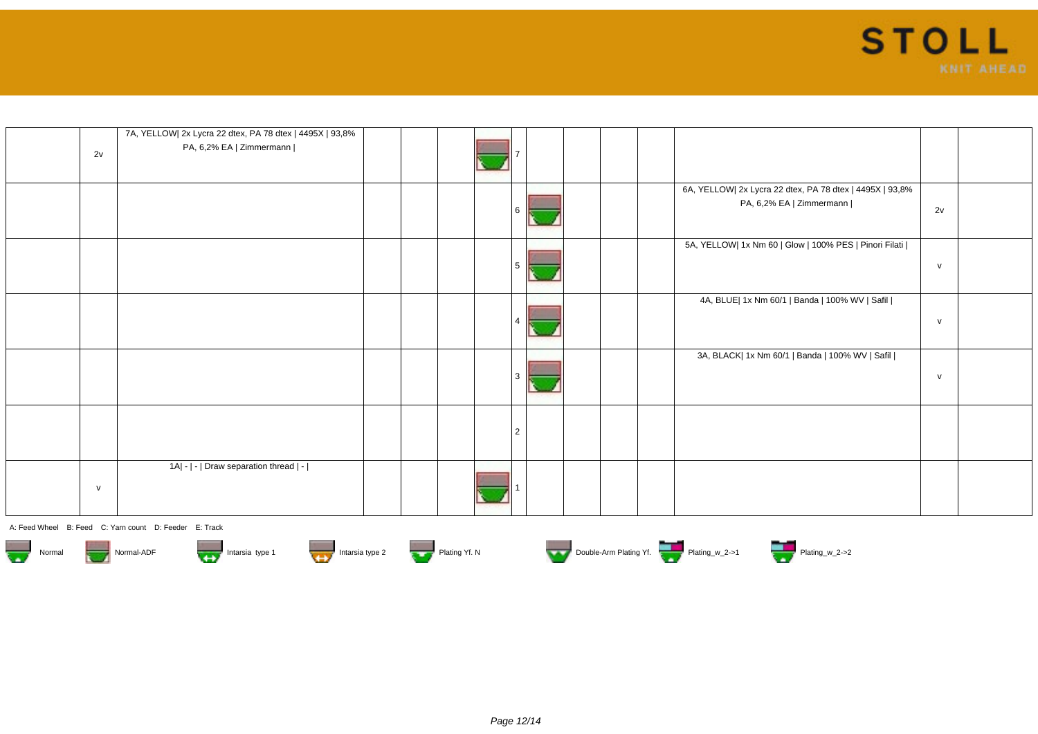| | | | | | | | | | | | | |
|---|---|---|---|---|---|---|---|---|---|---|---|---|
| | 2v | 7A, YELLOW\| 2x Lycra 22 dtex, PA 78 dtex \| 4495X \| 93,8% PA, 6,2% EA \| Zimmermann \| | | | | 7 | | | | | | |
| | | | | | | 6 | | | | 6A, YELLOW\| 2x Lycra 22 dtex, PA 78 dtex \| 4495X \| 93,8% PA, 6,2% EA \| Zimmermann \| | 2v | |
| | | | | | | 5 | | | | 5A, YELLOW\| 1x Nm 60 \| Glow \| 100% PES \| Pinori Filati \| | v | |
| | | | | | | 4 | | | | 4A, BLUE\| 1x Nm 60/1 \| Banda \| 100% WV \| Safil \| | v | |
| | | | | | | 3 | | | | 3A, BLACK\| 1x Nm 60/1 \| Banda \| 100% WV \| Safil \| | v | |
| | | | | | | 2 | | | | | | |
| | v | 1A\| - \| - \| Draw separation thread \| - \| | | | | 1 | | | | | | |

A: Feed Wheel B: Feed C: Yarn count D: Feeder E: Track

Normal  Normal-ADF  Intarsia type 1  Intarsia type 2  Plating Yf. N  Double-Arm Plating Yf.  Plating_w_2->1  Plating_w_2->2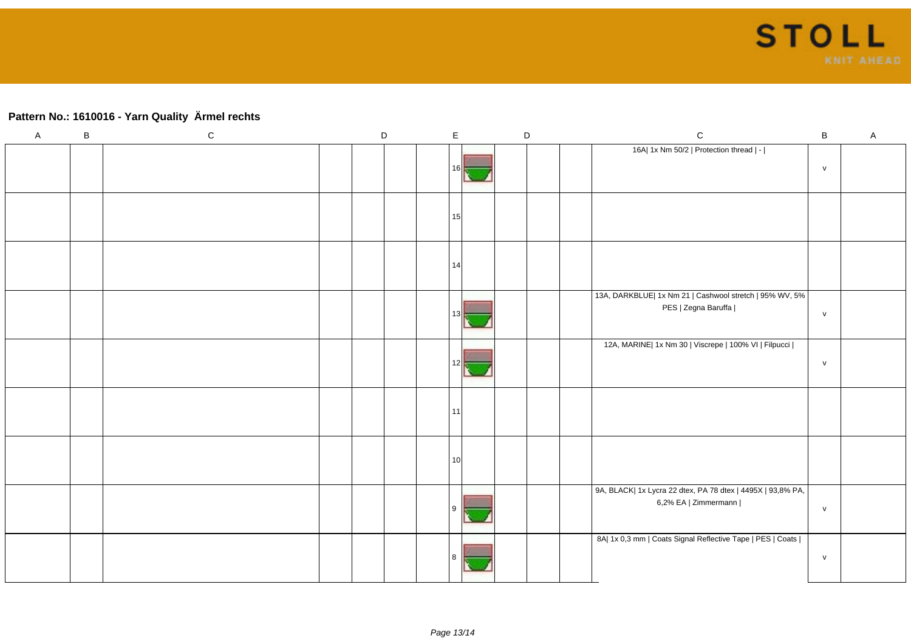## Pattern No.: 1610016 - Yarn Quality  Ärmel rechts

| A | B | C | D | | | E | | D | | | C | B | A |
|---|---|---|---|---|---|---|---|---|---|---|---|---|---|
| | | | | | | 16 | | | | | 16A\| 1x Nm 50/2 \| Protection thread \| - \| | v | |
| | | | | | | 15 | | | | | | | |
| | | | | | | 14 | | | | | | | |
| | | | | | | 13 | | | | | 13A, DARKBLUE\| 1x Nm 21 \| Cashwool stretch \| 95% WV, 5% PES \| Zegna Baruffa \| | v | |
| | | | | | | 12 | | | | | 12A, MARINE\| 1x Nm 30 \| Viscrepe \| 100% VI \| Filpucci \| | v | |
| | | | | | | 11 | | | | | | | |
| | | | | | | 10 | | | | | | | |
| | | | | | | 9 | | | | | 9A, BLACK\| 1x Lycra 22 dtex, PA 78 dtex \| 4495X \| 93,8% PA, 6,2% EA \| Zimmermann \| | v | |
| | | | | | | 8 | | | | | 8A\| 1x 0,3 mm \| Coats Signal Reflective Tape \| PES \| Coats \| | v | |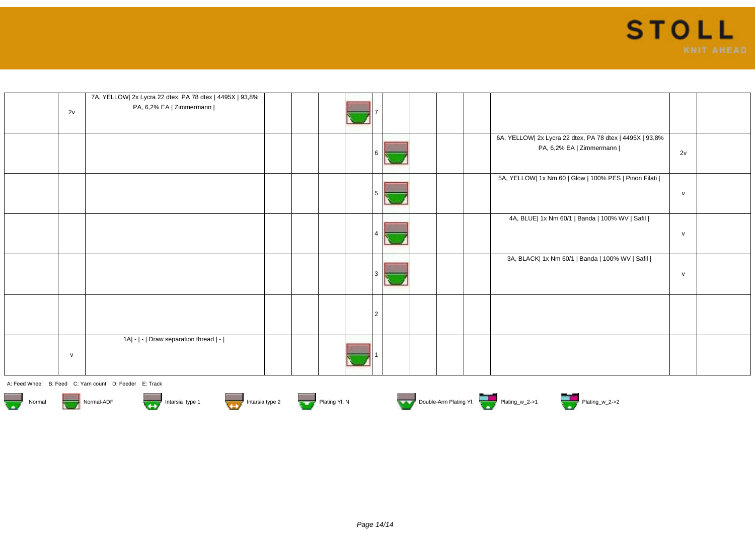| | | | | | | | | | | | | | |
|---|---|---|---|---|---|---|---|---|---|---|---|---|---|
| | 2v | 7A, YELLOW\| 2x Lycra 22 dtex, PA 78 dtex \| 4495X \| 93,8% PA, 6,2% EA \| Zimmermann \| | | | | 7 | | | | | | | |
| | | | | | | 6 | | | | | 6A, YELLOW\| 2x Lycra 22 dtex, PA 78 dtex \| 4495X \| 93,8% PA, 6,2% EA \| Zimmermann \| | 2v | |
| | | | | | | 5 | | | | | 5A, YELLOW\| 1x Nm 60 \| Glow \| 100% PES \| Pinori Filati \| | v | |
| | | | | | | 4 | | | | | 4A, BLUE\| 1x Nm 60/1 \| Banda \| 100% WV \| Safil \| | v | |
| | | | | | | 3 | | | | | 3A, BLACK\| 1x Nm 60/1 \| Banda \| 100% WV \| Safil \| | v | |
| | | | | | | 2 | | | | | | | |
| | v | 1A\| - \| - \| Draw separation thread \| - \| | | | | 1 | | | | | | | |

A: Feed Wheel B: Feed C: Yarn count D: Feeder E: Track

Normal | Normal-ADF | Intarsia type 1 | Intarsia type 2 | Plating Yf. N | Double-Arm Plating Yf. | Plating_w_2->1 | Plating_w_2->2